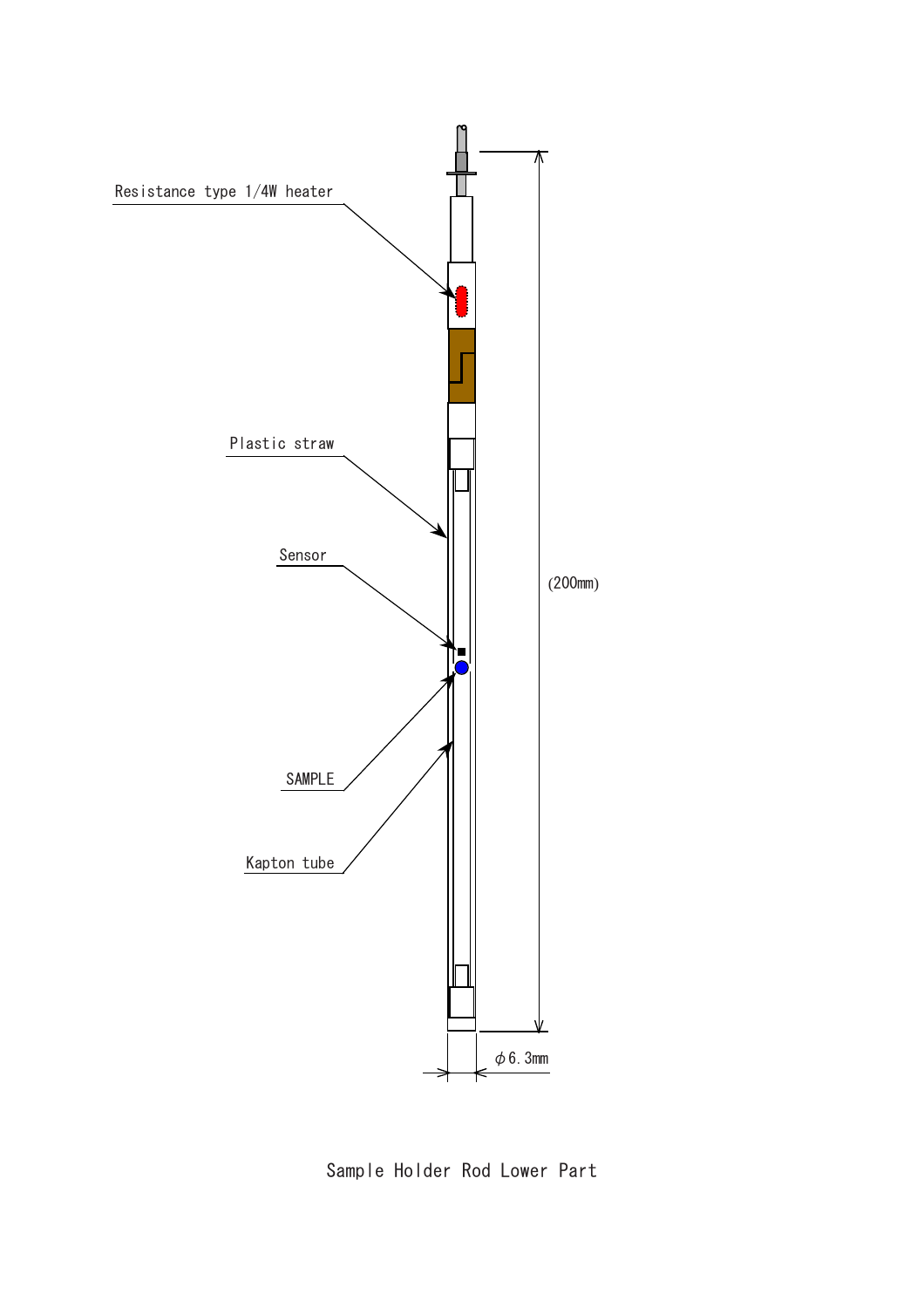Resistance type 1/4W heater

Plastic straw

Sensor

SAMPLE

Kapton tube

(200mm)

φ6.3mm

Sample Holder Rod Lower Part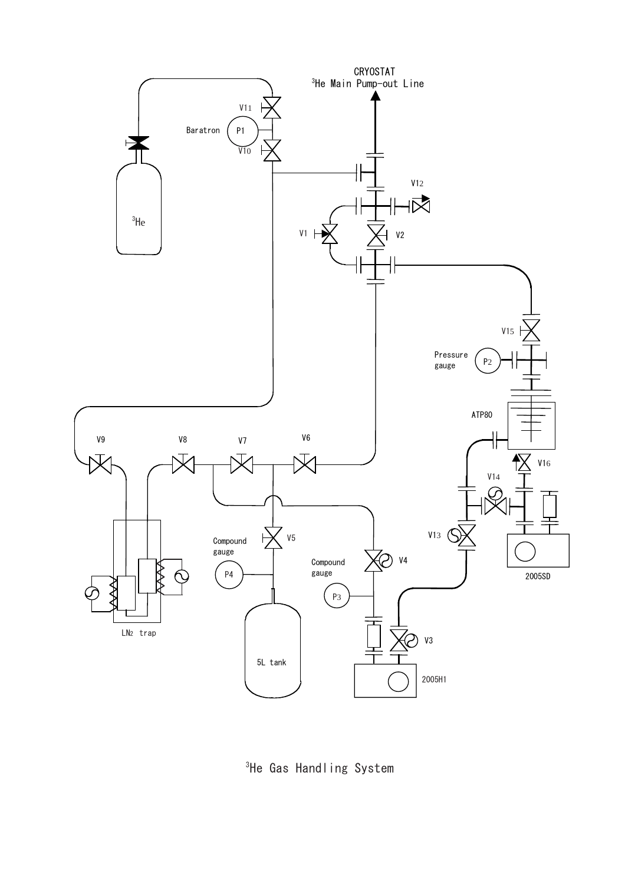CRYOSTAT

$^3$He Main Pump-out Line

V11

Baratron P1

V10

$^3$He

V12

V1

V2

V15

Pressure gauge P2

ATP80

V9

V8

V7

V6

V16

V14

V13

V5

Compound gauge P4

Compound gauge P3

V4

2005SD

LN$_2$ trap

5L tank

V3

2005H1

$^3$He Gas Handling System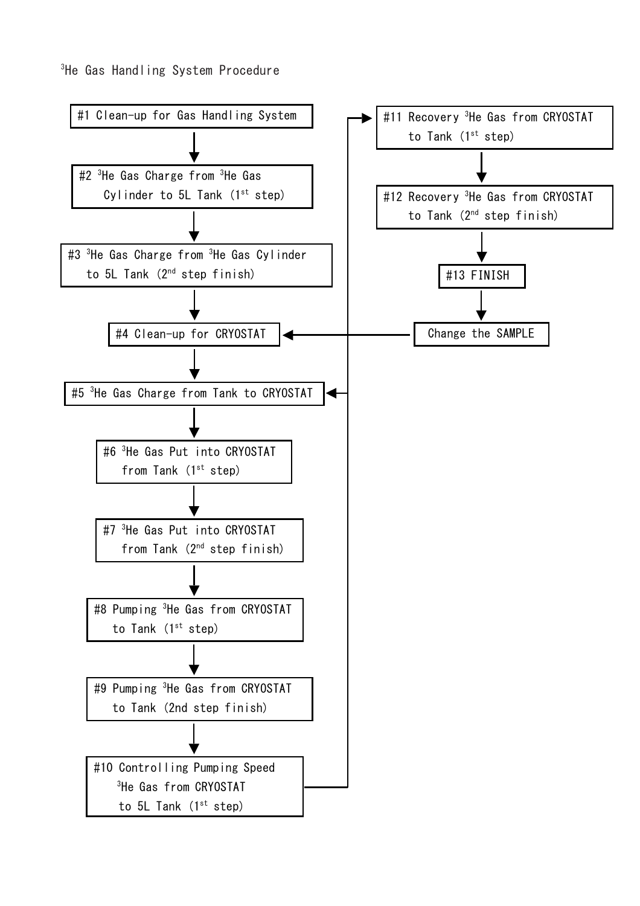$^3$He Gas Handling System Procedure

#1 Clean-up for Gas Handling System

#2 $^3$He Gas Charge from $^3$He Gas Cylinder to 5L Tank (1st step)

#3 $^3$He Gas Charge from $^3$He Gas Cylinder to 5L Tank (2nd step finish)

#4 Clean-up for CRYOSTAT

#5 $^3$He Gas Charge from Tank to CRYOSTAT

#6 $^3$He Gas Put into CRYOSTAT from Tank (1st step)

#7 $^3$He Gas Put into CRYOSTAT from Tank (2nd step finish)

#8 Pumping $^3$He Gas from CRYOSTAT to Tank (1st step)

#9 Pumping $^3$He Gas from CRYOSTAT to Tank (2nd step finish)

#10 Controlling Pumping Speed $^3$He Gas from CRYOSTAT to 5L Tank (1st step)

#11 Recovery $^3$He Gas from CRYOSTAT to Tank (1st step)

#12 Recovery $^3$He Gas from CRYOSTAT to Tank (2nd step finish)

#13 FINISH

Change the SAMPLE